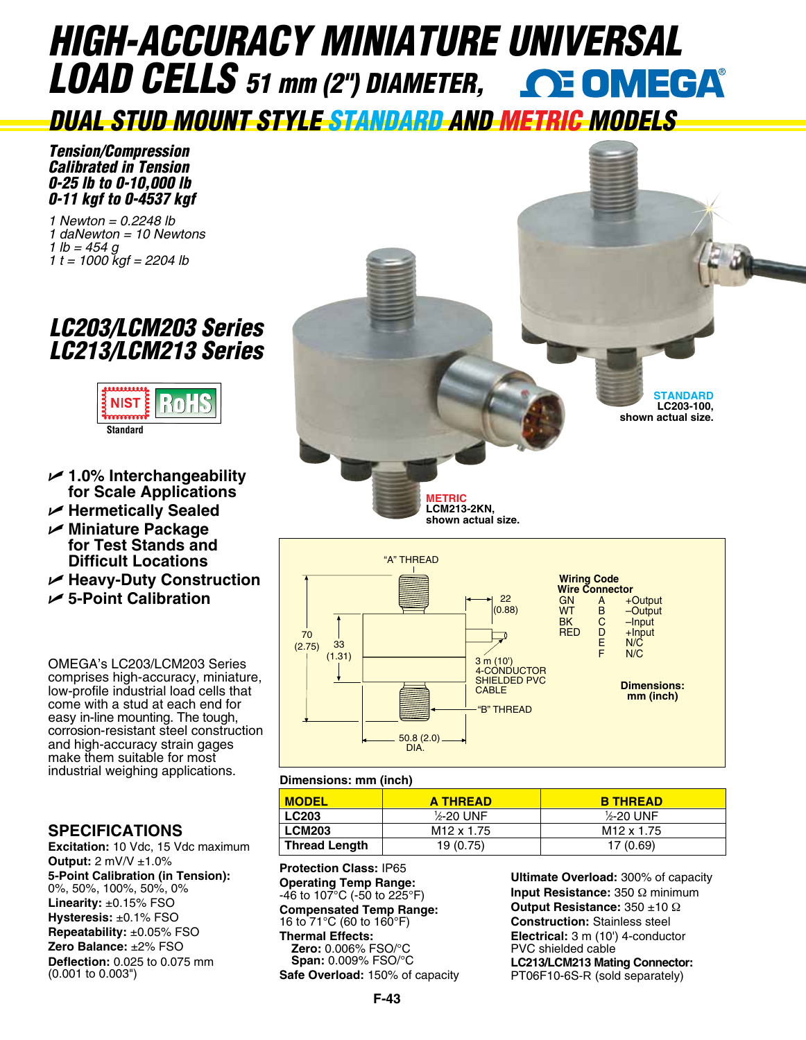# HIGH-ACCURACY MINIATURE UNIVERSAL LOAD CELLS 51 mm (2") DIAMETER, OMEGA®

## DUAL STUD MOUNT STYLE STANDARD AND METRIC MODELS

***Tension/Compression***
***Calibrated in Tension***
***0-25 lb to 0-10,000 lb***
***0-11 kgf to 0-4537 kgf***

*1 Newton = 0.2248 lb*
*1 daNewton = 10 Newtons*
*1 lb = 454 g*
*1 t = 1000 kgf = 2204 lb*

## LC203/LCM203 Series
## LC213/LCM213 Series

NIST RoHS
Standard

- **1.0% Interchangeability for Scale Applications**
- **Hermetically Sealed**
- **Miniature Package for Test Stands and Difficult Locations**
- **Heavy-Duty Construction**
- **5-Point Calibration**

**STANDARD** LC203-100, shown actual size.

**METRIC** LCM213-2KN, shown actual size.

OMEGA's LC203/LCM203 Series comprises high-accuracy, miniature, low-profile industrial load cells that come with a stud at each end for easy in-line mounting. The tough, corrosion-resistant steel construction and high-accuracy strain gages make them suitable for most industrial weighing applications.

"A" THREAD
70 (2.75)
33 (1.31)
22 (0.88)
3 m (10') 4-CONDUCTOR SHIELDED PVC CABLE
"B" THREAD
50.8 (2.0) DIA.

**Wiring Code**

| Wire | Connector | |
|---|---|---|
| GN | A | +Output |
| WT | B | –Output |
| BK | C | –Input |
| RED | D | +Input |
| | E | N/C |
| | F | N/C |

**Dimensions: mm (inch)**

**Dimensions: mm (inch)**

| MODEL | A THREAD | B THREAD |
|---|---|---|
| **LC203** | ½-20 UNF | ½-20 UNF |
| **LCM203** | M12 x 1.75 | M12 x 1.75 |
| **Thread Length** | 19 (0.75) | 17 (0.69) |

## SPECIFICATIONS

**Excitation:** 10 Vdc, 15 Vdc maximum
**Output:** 2 mV/V ±1.0%
**5-Point Calibration (in Tension):** 0%, 50%, 100%, 50%, 0%
**Linearity:** ±0.15% FSO
**Hysteresis:** ±0.1% FSO
**Repeatability:** ±0.05% FSO
**Zero Balance:** ±2% FSO
**Deflection:** 0.025 to 0.075 mm (0.001 to 0.003")
**Protection Class:** IP65
**Operating Temp Range:** -46 to 107°C (-50 to 225°F)
**Compensated Temp Range:** 16 to 71°C (60 to 160°F)
**Thermal Effects:**
**Zero:** 0.006% FSO/°C
**Span:** 0.009% FSO/°C
**Safe Overload:** 150% of capacity
**Ultimate Overload:** 300% of capacity
**Input Resistance:** 350 Ω minimum
**Output Resistance:** 350 ±10 Ω
**Construction:** Stainless steel
**Electrical:** 3 m (10') 4-conductor PVC shielded cable
**LC213/LCM213 Mating Connector:** PT06F10-6S-R (sold separately)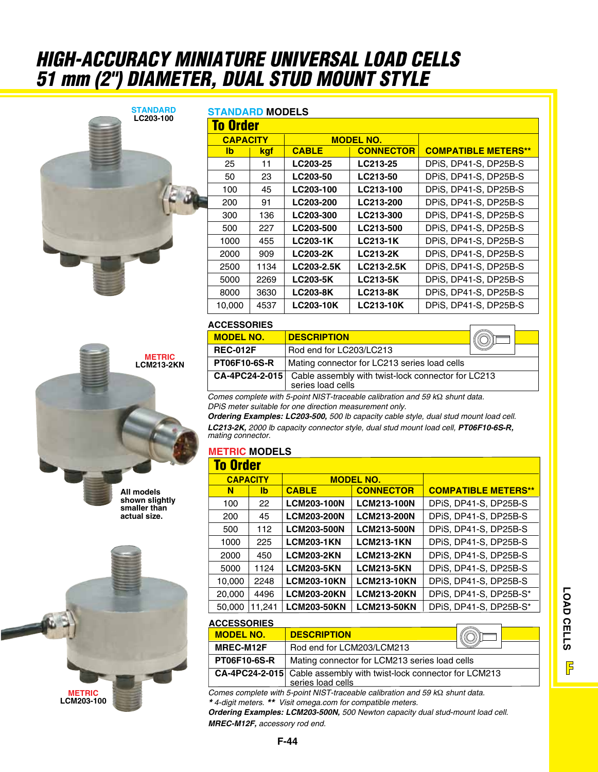# HIGH-ACCURACY MINIATURE UNIVERSAL LOAD CELLS
# 51 mm (2") DIAMETER, DUAL STUD MOUNT STYLE

STANDARD
LC203-100

METRIC
LCM213-2KN

All models shown slightly smaller than actual size.

METRIC
LCM203-100

## STANDARD MODELS

### To Order

| CAPACITY | | MODEL NO. | | |
|---|---|---|---|---|
| lb | kgf | CABLE | CONNECTOR | COMPATIBLE METERS** |
| 25 | 11 | LC203-25 | LC213-25 | DPiS, DP41-S, DP25B-S |
| 50 | 23 | LC203-50 | LC213-50 | DPiS, DP41-S, DP25B-S |
| 100 | 45 | LC203-100 | LC213-100 | DPiS, DP41-S, DP25B-S |
| 200 | 91 | LC203-200 | LC213-200 | DPiS, DP41-S, DP25B-S |
| 300 | 136 | LC203-300 | LC213-300 | DPiS, DP41-S, DP25B-S |
| 500 | 227 | LC203-500 | LC213-500 | DPiS, DP41-S, DP25B-S |
| 1000 | 455 | LC203-1K | LC213-1K | DPiS, DP41-S, DP25B-S |
| 2000 | 909 | LC203-2K | LC213-2K | DPiS, DP41-S, DP25B-S |
| 2500 | 1134 | LC203-2.5K | LC213-2.5K | DPiS, DP41-S, DP25B-S |
| 5000 | 2269 | LC203-5K | LC213-5K | DPiS, DP41-S, DP25B-S |
| 8000 | 3630 | LC203-8K | LC213-8K | DPiS, DP41-S, DP25B-S |
| 10,000 | 4537 | LC203-10K | LC213-10K | DPiS, DP41-S, DP25B-S |

**ACCESSORIES**

| MODEL NO. | DESCRIPTION |
|---|---|
| REC-012F | Rod end for LC203/LC213 |
| PT06F10-6S-R | Mating connector for LC213 series load cells |
| CA-4PC24-2-015 | Cable assembly with twist-lock connector for LC213 series load cells |

*Comes complete with 5-point NIST-traceable calibration and 59 kΩ shunt data.*
*DPiS meter suitable for one direction measurement only.*
***Ordering Examples: LC203-500,** 500 lb capacity cable style, dual stud mount load cell.*
***LC213-2K,** 2000 lb capacity connector style, dual stud mount load cell, **PT06F10-6S-R,** mating connector.*

## METRIC MODELS

### To Order

| CAPACITY | | MODEL NO. | | |
|---|---|---|---|---|
| N | lb | CABLE | CONNECTOR | COMPATIBLE METERS** |
| 100 | 22 | LCM203-100N | LCM213-100N | DPiS, DP41-S, DP25B-S |
| 200 | 45 | LCM203-200N | LCM213-200N | DPiS, DP41-S, DP25B-S |
| 500 | 112 | LCM203-500N | LCM213-500N | DPiS, DP41-S, DP25B-S |
| 1000 | 225 | LCM203-1KN | LCM213-1KN | DPiS, DP41-S, DP25B-S |
| 2000 | 450 | LCM203-2KN | LCM213-2KN | DPiS, DP41-S, DP25B-S |
| 5000 | 1124 | LCM203-5KN | LCM213-5KN | DPiS, DP41-S, DP25B-S |
| 10,000 | 2248 | LCM203-10KN | LCM213-10KN | DPiS, DP41-S, DP25B-S |
| 20,000 | 4496 | LCM203-20KN | LCM213-20KN | DPiS, DP41-S, DP25B-S* |
| 50,000 | 11,241 | LCM203-50KN | LCM213-50KN | DPiS, DP41-S, DP25B-S* |

**ACCESSORIES**

| MODEL NO. | DESCRIPTION |
|---|---|
| MREC-M12F | Rod end for LCM203/LCM213 |
| PT06F10-6S-R | Mating connector for LCM213 series load cells |
| CA-4PC24-2-015 | Cable assembly with twist-lock connector for LCM213 series load cells |

*Comes complete with 5-point NIST-traceable calibration and 59 kΩ shunt data.*
** 4-digit meters. ** Visit omega.com for compatible meters.*
***Ordering Examples: LCM203-500N,** 500 Newton capacity dual stud-mount load cell.*
***MREC-M12F,** accessory rod end.*